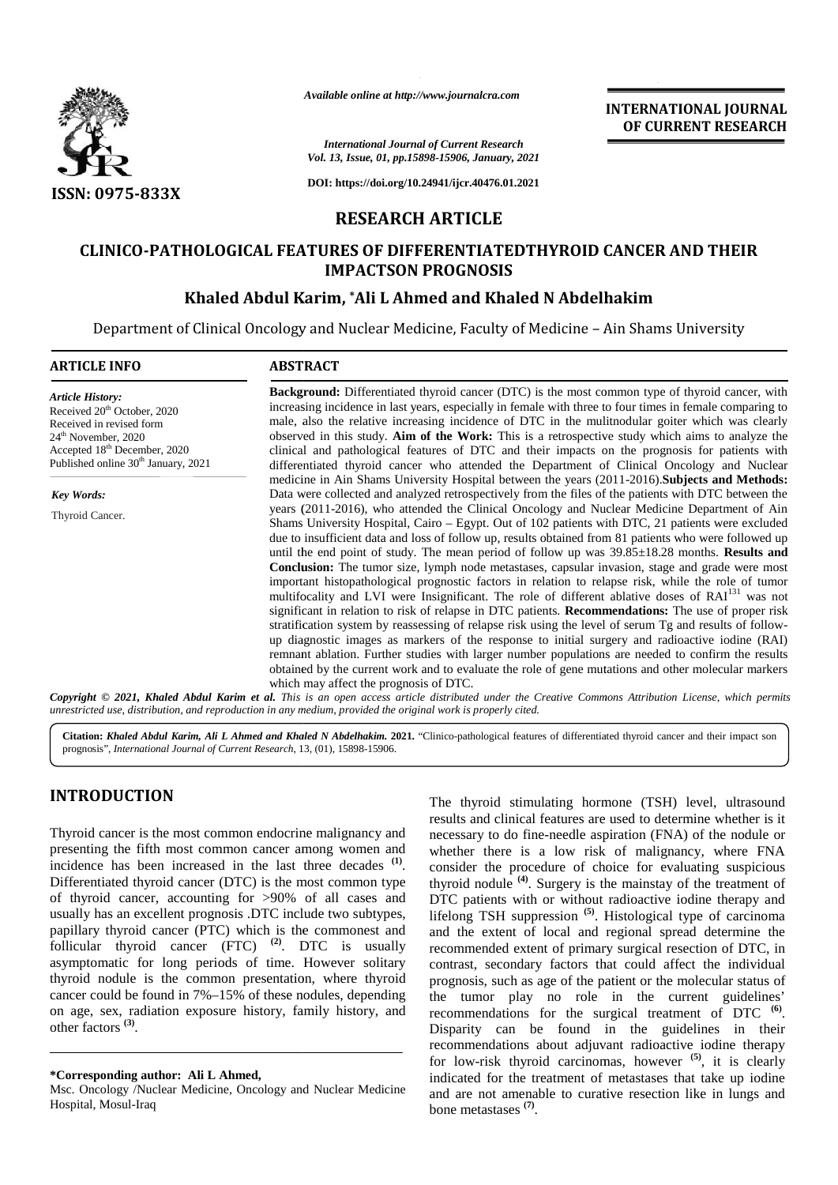ISSN: 0975-833X

*Available online at http://www.journalcra.com*

*International Journal of Current Research*
*Vol. 13, Issue, 01, pp.15898-15906, January, 2021*

DOI: https://doi.org/10.24941/ijcr.40476.01.2021

**INTERNATIONAL JOURNAL OF CURRENT RESEARCH**

## RESEARCH ARTICLE

# CLINICO-PATHOLOGICAL FEATURES OF DIFFERENTIATEDTHYROID CANCER AND THEIR IMPACTSON PROGNOSIS

**Khaled Abdul Karim, \*Ali L Ahmed and Khaled N Abdelhakim**

Department of Clinical Oncology and Nuclear Medicine, Faculty of Medicine – Ain Shams University

**ARTICLE INFO**

*Article History:*
Received 20th October, 2020
Received in revised form
24th November, 2020
Accepted 18th December, 2020
Published online 30th January, 2021

*Key Words:*
Thyroid Cancer.

**ABSTRACT**

**Background:** Differentiated thyroid cancer (DTC) is the most common type of thyroid cancer, with increasing incidence in last years, especially in female with three to four times in female comparing to male, also the relative increasing incidence of DTC in the mulitnodular goiter which was clearly observed in this study. **Aim of the Work:** This is a retrospective study which aims to analyze the clinical and pathological features of DTC and their impacts on the prognosis for patients with differentiated thyroid cancer who attended the Department of Clinical Oncology and Nuclear medicine in Ain Shams University Hospital between the years (2011-2016).**Subjects and Methods:** Data were collected and analyzed retrospectively from the files of the patients with DTC between the years (2011-2016), who attended the Clinical Oncology and Nuclear Medicine Department of Ain Shams University Hospital, Cairo – Egypt. Out of 102 patients with DTC, 21 patients were excluded due to insufficient data and loss of follow up, results obtained from 81 patients who were followed up until the end point of study. The mean period of follow up was 39.85±18.28 months. **Results and Conclusion:** The tumor size, lymph node metastases, capsular invasion, stage and grade were most important histopathological prognostic factors in relation to relapse risk, while the role of tumor multifocality and LVI were Insignificant. The role of different ablative doses of $RAI^{131}$ was not significant in relation to risk of relapse in DTC patients. **Recommendations:** The use of proper risk stratification system by reassessing of relapse risk using the level of serum Tg and results of follow-up diagnostic images as markers of the response to initial surgery and radioactive iodine (RAI) remnant ablation. Further studies with larger number populations are needed to confirm the results obtained by the current work and to evaluate the role of gene mutations and other molecular markers which may affect the prognosis of DTC.

***Copyright © 2021, Khaled Abdul Karim et al.*** *This is an open access article distributed under the Creative Commons Attribution License, which permits unrestricted use, distribution, and reproduction in any medium, provided the original work is properly cited.*

**Citation:** ***Khaled Abdul Karim, Ali L Ahmed and Khaled N Abdelhakim.* 2021.** "Clinico-pathological features of differentiated thyroid cancer and their impact son prognosis", *International Journal of Current Research*, 13, (01), 15898-15906.

## INTRODUCTION

Thyroid cancer is the most common endocrine malignancy and presenting the fifth most common cancer among women and incidence has been increased in the last three decades [(1)]. Differentiated thyroid cancer (DTC) is the most common type of thyroid cancer, accounting for >90% of all cases and usually has an excellent prognosis .DTC include two subtypes, papillary thyroid cancer (PTC) which is the commonest and follicular thyroid cancer (FTC) [(2)]. DTC is usually asymptomatic for long periods of time. However solitary thyroid nodule is the common presentation, where thyroid cancer could be found in 7%–15% of these nodules, depending on age, sex, radiation exposure history, family history, and other factors [(3)].

The thyroid stimulating hormone (TSH) level, ultrasound results and clinical features are used to determine whether is it necessary to do fine-needle aspiration (FNA) of the nodule or whether there is a low risk of malignancy, where FNA consider the procedure of choice for evaluating suspicious thyroid nodule [(4)]. Surgery is the mainstay of the treatment of DTC patients with or without radioactive iodine therapy and lifelong TSH suppression [(5)]. Histological type of carcinoma and the extent of local and regional spread determine the recommended extent of primary surgical resection of DTC, in contrast, secondary factors that could affect the individual prognosis, such as age of the patient or the molecular status of the tumor play no role in the current guidelines' recommendations for the surgical treatment of DTC [(6)]. Disparity can be found in the guidelines in their recommendations about adjuvant radioactive iodine therapy for low-risk thyroid carcinomas, however [(5)], it is clearly indicated for the treatment of metastases that take up iodine and are not amenable to curative resection like in lungs and bone metastases [(7)].

**\*Corresponding author: Ali L Ahmed,**
Msc. Oncology /Nuclear Medicine, Oncology and Nuclear Medicine Hospital, Mosul-Iraq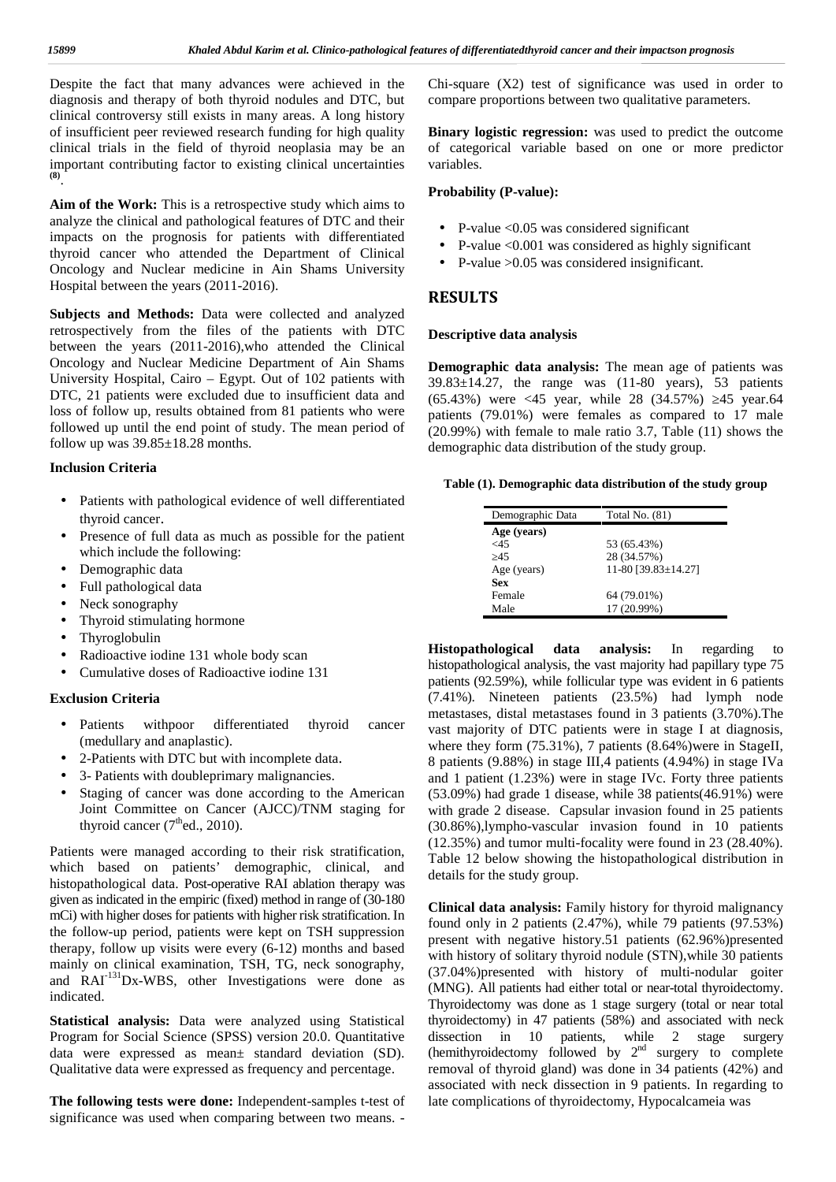Despite the fact that many advances were achieved in the diagnosis and therapy of both thyroid nodules and DTC, but clinical controversy still exists in many areas. A long history of insufficient peer reviewed research funding for high quality clinical trials in the field of thyroid neoplasia may be an important contributing factor to existing clinical uncertainties [(8)].

**Aim of the Work:** This is a retrospective study which aims to analyze the clinical and pathological features of DTC and their impacts on the prognosis for patients with differentiated thyroid cancer who attended the Department of Clinical Oncology and Nuclear medicine in Ain Shams University Hospital between the years (2011-2016).

**Subjects and Methods:** Data were collected and analyzed retrospectively from the files of the patients with DTC between the years (2011-2016),who attended the Clinical Oncology and Nuclear Medicine Department of Ain Shams University Hospital, Cairo – Egypt. Out of 102 patients with DTC, 21 patients were excluded due to insufficient data and loss of follow up, results obtained from 81 patients who were followed up until the end point of study. The mean period of follow up was 39.85±18.28 months.

**Inclusion Criteria**

- Patients with pathological evidence of well differentiated thyroid cancer.
- Presence of full data as much as possible for the patient which include the following:
- Demographic data
- Full pathological data
- Neck sonography
- Thyroid stimulating hormone
- Thyroglobulin
- Radioactive iodine 131 whole body scan
- Cumulative doses of Radioactive iodine 131

**Exclusion Criteria**

- Patients withpoor differentiated thyroid cancer (medullary and anaplastic).
- 2-Patients with DTC but with incomplete data.
- 3- Patients with doubleprimary malignancies.
- Staging of cancer was done according to the American Joint Committee on Cancer (AJCC)/TNM staging for thyroid cancer ($7^{th}$ed., 2010).

Patients were managed according to their risk stratification, which based on patients' demographic, clinical, and histopathological data. Post-operative RAI ablation therapy was given as indicated in the empiric (fixed) method in range of (30-180 mCi) with higher doses for patients with higher risk stratification. In the follow-up period, patients were kept on TSH suppression therapy, follow up visits were every (6-12) months and based mainly on clinical examination, TSH, TG, neck sonography, and $RAI^{-131}$Dx-WBS, other Investigations were done as indicated.

**Statistical analysis:** Data were analyzed using Statistical Program for Social Science (SPSS) version 20.0. Quantitative data were expressed as mean± standard deviation (SD). Qualitative data were expressed as frequency and percentage.

**The following tests were done:** Independent-samples t-test of significance was used when comparing between two means. -Chi-square (X2) test of significance was used in order to compare proportions between two qualitative parameters.

**Binary logistic regression:** was used to predict the outcome of categorical variable based on one or more predictor variables.

**Probability (P-value):**

- P-value <0.05 was considered significant
- P-value <0.001 was considered as highly significant
- P-value >0.05 was considered insignificant.

## RESULTS

**Descriptive data analysis**

**Demographic data analysis:** The mean age of patients was 39.83±14.27, the range was (11-80 years), 53 patients (65.43%) were <45 year, while 28 (34.57%) ≥45 year.64 patients (79.01%) were females as compared to 17 male (20.99%) with female to male ratio 3.7, Table (11) shows the demographic data distribution of the study group.

**Table (1). Demographic data distribution of the study group**

| Demographic Data | Total No. (81) |
|---|---|
| **Age (years)** | |
| <45 | 53 (65.43%) |
| ≥45 | 28 (34.57%) |
| Age (years) | 11-80 [39.83±14.27] |
| **Sex** | |
| Female | 64 (79.01%) |
| Male | 17 (20.99%) |

**Histopathological data analysis:** In regarding to histopathological analysis, the vast majority had papillary type 75 patients (92.59%), while follicular type was evident in 6 patients (7.41%). Nineteen patients (23.5%) had lymph node metastases, distal metastases found in 3 patients (3.70%).The vast majority of DTC patients were in stage I at diagnosis, where they form (75.31%), 7 patients (8.64%)were in StageII, 8 patients (9.88%) in stage III,4 patients (4.94%) in stage IVa and 1 patient (1.23%) were in stage IVc. Forty three patients (53.09%) had grade 1 disease, while 38 patients(46.91%) were with grade 2 disease. Capsular invasion found in 25 patients (30.86%),lympho-vascular invasion found in 10 patients (12.35%) and tumor multi-focality were found in 23 (28.40%). Table 12 below showing the histopathological distribution in details for the study group.

**Clinical data analysis:** Family history for thyroid malignancy found only in 2 patients (2.47%), while 79 patients (97.53%) present with negative history.51 patients (62.96%)presented with history of solitary thyroid nodule (STN),while 30 patients (37.04%)presented with history of multi-nodular goiter (MNG). All patients had either total or near-total thyroidectomy. Thyroidectomy was done as 1 stage surgery (total or near total thyroidectomy) in 47 patients (58%) and associated with neck dissection in 10 patients, while 2 stage surgery (hemithyroidectomy followed by $2^{nd}$ surgery to complete removal of thyroid gland) was done in 34 patients (42%) and associated with neck dissection in 9 patients. In regarding to late complications of thyroidectomy, Hypocalcameia was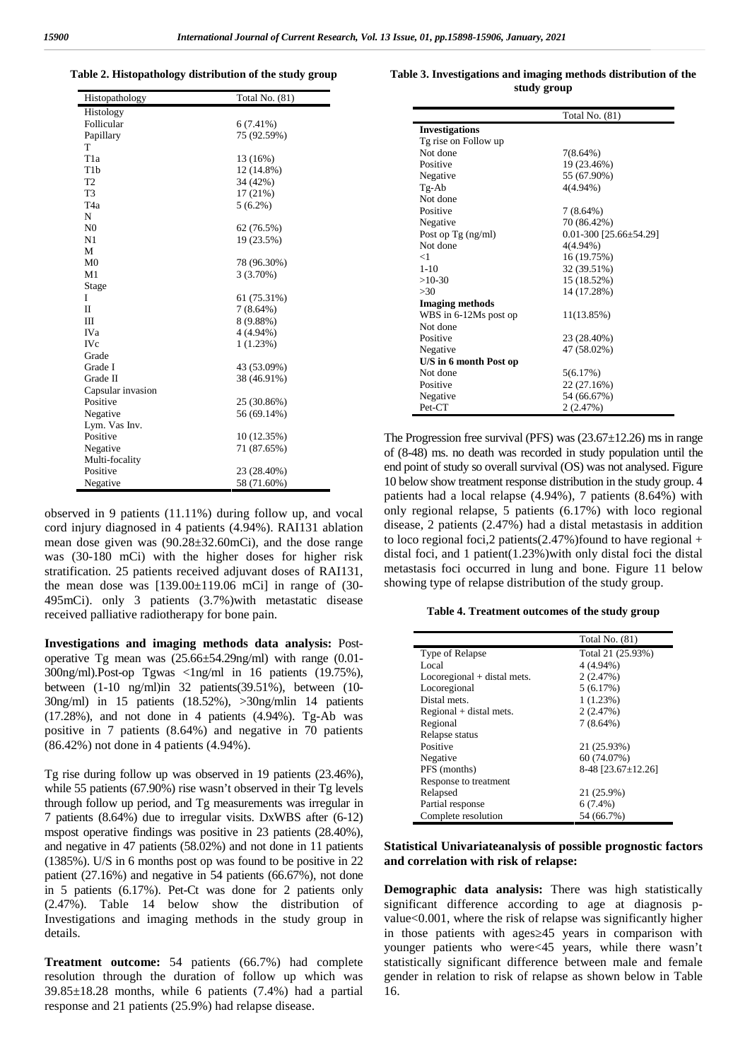**Table 2. Histopathology distribution of the study group**

| Histopathology | Total No. (81) |
|---|---|
| Histology | |
| Follicular | 6 (7.41%) |
| Papillary | 75 (92.59%) |
| T | |
| T1a | 13 (16%) |
| T1b | 12 (14.8%) |
| T2 | 34 (42%) |
| T3 | 17 (21%) |
| T4a | 5 (6.2%) |
| N | |
| N0 | 62 (76.5%) |
| N1 | 19 (23.5%) |
| M | |
| M0 | 78 (96.30%) |
| M1 | 3 (3.70%) |
| Stage | |
| I | 61 (75.31%) |
| II | 7 (8.64%) |
| III | 8 (9.88%) |
| IVa | 4 (4.94%) |
| IVc | 1 (1.23%) |
| Grade | |
| Grade I | 43 (53.09%) |
| Grade II | 38 (46.91%) |
| Capsular invasion | |
| Positive | 25 (30.86%) |
| Negative | 56 (69.14%) |
| Lym. Vas Inv. | |
| Positive | 10 (12.35%) |
| Negative | 71 (87.65%) |
| Multi-focality | |
| Positive | 23 (28.40%) |
| Negative | 58 (71.60%) |

observed in 9 patients (11.11%) during follow up, and vocal cord injury diagnosed in 4 patients (4.94%). RAI131 ablation mean dose given was (90.28±32.60mCi), and the dose range was (30-180 mCi) with the higher doses for higher risk stratification. 25 patients received adjuvant doses of RAI131, the mean dose was [139.00±119.06 mCi] in range of (30-495mCi). only 3 patients (3.7%)with metastatic disease received palliative radiotherapy for bone pain.

**Investigations and imaging methods data analysis:** Post-operative Tg mean was (25.66±54.29ng/ml) with range (0.01-300ng/ml).Post-op Tgwas <1ng/ml in 16 patients (19.75%), between (1-10 ng/ml)in 32 patients(39.51%), between (10-30ng/ml) in 15 patients (18.52%), >30ng/mlin 14 patients (17.28%), and not done in 4 patients (4.94%). Tg-Ab was positive in 7 patients (8.64%) and negative in 70 patients (86.42%) not done in 4 patients (4.94%).

Tg rise during follow up was observed in 19 patients (23.46%), while 55 patients (67.90%) rise wasn't observed in their Tg levels through follow up period, and Tg measurements was irregular in 7 patients (8.64%) due to irregular visits. DxWBS after (6-12) mspost operative findings was positive in 23 patients (28.40%), and negative in 47 patients (58.02%) and not done in 11 patients (1385%). U/S in 6 months post op was found to be positive in 22 patient (27.16%) and negative in 54 patients (66.67%), not done in 5 patients (6.17%). Pet-Ct was done for 2 patients only (2.47%). Table 14 below show the distribution of Investigations and imaging methods in the study group in details.

**Treatment outcome:** 54 patients (66.7%) had complete resolution through the duration of follow up which was 39.85±18.28 months, while 6 patients (7.4%) had a partial response and 21 patients (25.9%) had relapse disease.

**Table 3. Investigations and imaging methods distribution of the study group**

| | Total No. (81) |
|---|---|
| **Investigations** | |
| Tg rise on Follow up | |
| Not done | 7(8.64%) |
| Positive | 19 (23.46%) |
| Negative | 55 (67.90%) |
| Tg-Ab | 4(4.94%) |
| Not done | |
| Positive | 7 (8.64%) |
| Negative | 70 (86.42%) |
| Post op Tg (ng/ml) | 0.01-300 [25.66±54.29] |
| Not done | 4(4.94%) |
| <1 | 16 (19.75%) |
| 1-10 | 32 (39.51%) |
| >10-30 | 15 (18.52%) |
| >30 | 14 (17.28%) |
| **Imaging methods** | |
| WBS in 6-12Ms post op | 11(13.85%) |
| Not done | |
| Positive | 23 (28.40%) |
| Negative | 47 (58.02%) |
| **U/S in 6 month Post op** | |
| Not done | 5(6.17%) |
| Positive | 22 (27.16%) |
| Negative | 54 (66.67%) |
| Pet-CT | 2 (2.47%) |

The Progression free survival (PFS) was (23.67±12.26) ms in range of (8-48) ms. no death was recorded in study population until the end point of study so overall survival (OS) was not analysed. Figure 10 below show treatment response distribution in the study group. 4 patients had a local relapse (4.94%), 7 patients (8.64%) with only regional relapse, 5 patients (6.17%) with loco regional disease, 2 patients (2.47%) had a distal metastasis in addition to loco regional foci,2 patients(2.47%)found to have regional + distal foci, and 1 patient(1.23%)with only distal foci the distal metastasis foci occurred in lung and bone. Figure 11 below showing type of relapse distribution of the study group.

**Table 4. Treatment outcomes of the study group**

| | Total No. (81) |
|---|---|
| Type of Relapse | Total 21 (25.93%) |
| Local | 4 (4.94%) |
| Locoregional + distal mets. | 2 (2.47%) |
| Locoregional | 5 (6.17%) |
| Distal mets. | 1 (1.23%) |
| Regional + distal mets. | 2 (2.47%) |
| Regional | 7 (8.64%) |
| Relapse status | |
| Positive | 21 (25.93%) |
| Negative | 60 (74.07%) |
| PFS (months) | 8-48 [23.67±12.26] |
| Response to treatment | |
| Relapsed | 21 (25.9%) |
| Partial response | 6 (7.4%) |
| Complete resolution | 54 (66.7%) |

**Statistical Univariateanalysis of possible prognostic factors and correlation with risk of relapse:**

**Demographic data analysis:** There was high statistically significant difference according to age at diagnosis p-value<0.001, where the risk of relapse was significantly higher in those patients with ages≥45 years in comparison with younger patients who were<45 years, while there wasn't statistically significant difference between male and female gender in relation to risk of relapse as shown below in Table 16.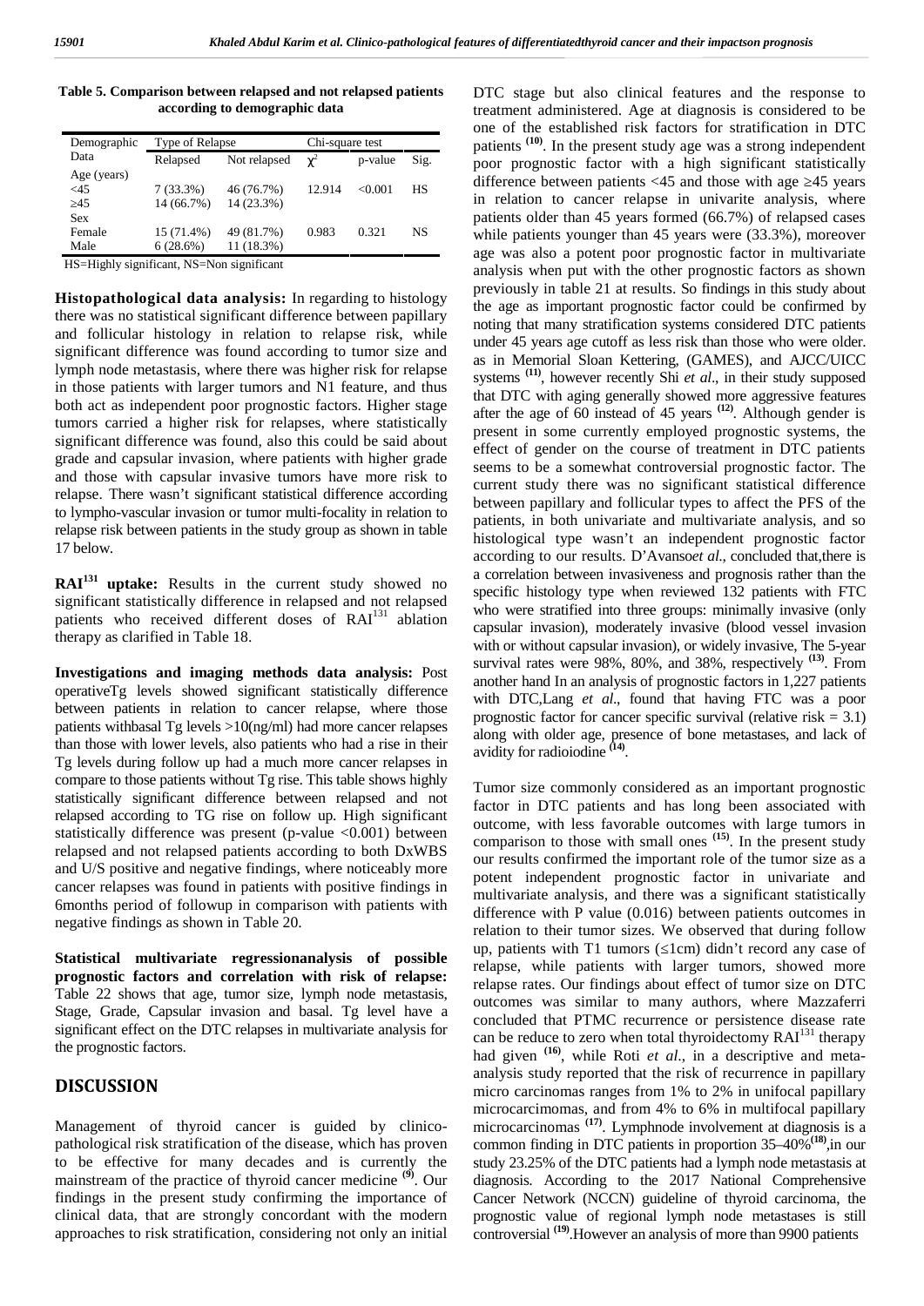**Table 5. Comparison between relapsed and not relapsed patients according to demographic data**

| Demographic Data | Type of Relapse | | Chi-square test | | |
|---|---|---|---|---|---|
| | Relapsed | Not relapsed | $\chi^2$ | p-value | Sig. |
| Age (years) | | | | | |
| <45 | 7 (33.3%) | 46 (76.7%) | 12.914 | <0.001 | HS |
| ≥45 | 14 (66.7%) | 14 (23.3%) | | | |
| Sex | | | | | |
| Female | 15 (71.4%) | 49 (81.7%) | 0.983 | 0.321 | NS |
| Male | 6 (28.6%) | 11 (18.3%) | | | |

HS=Highly significant, NS=Non significant

**Histopathological data analysis:** In regarding to histology there was no statistical significant difference between papillary and follicular histology in relation to relapse risk, while significant difference was found according to tumor size and lymph node metastasis, where there was higher risk for relapse in those patients with larger tumors and N1 feature, and thus both act as independent poor prognostic factors. Higher stage tumors carried a higher risk for relapses, where statistically significant difference was found, also this could be said about grade and capsular invasion, where patients with higher grade and those with capsular invasive tumors have more risk to relapse. There wasn't significant statistical difference according to lympho-vascular invasion or tumor multi-focality in relation to relapse risk between patients in the study group as shown in table 17 below.

**RAI[131] uptake:** Results in the current study showed no significant statistically difference in relapsed and not relapsed patients who received different doses of RAI[131] ablation therapy as clarified in Table 18.

**Investigations and imaging methods data analysis:** Post operativeTg levels showed significant statistically difference between patients in relation to cancer relapse, where those patients withbasal Tg levels >10(ng/ml) had more cancer relapses than those with lower levels, also patients who had a rise in their Tg levels during follow up had a much more cancer relapses in compare to those patients without Tg rise. This table shows highly statistically significant difference between relapsed and not relapsed according to TG rise on follow up. High significant statistically difference was present (p-value <0.001) between relapsed and not relapsed patients according to both DxWBS and U/S positive and negative findings, where noticeably more cancer relapses was found in patients with positive findings in 6months period of followup in comparison with patients with negative findings as shown in Table 20.

**Statistical multivariate regressionanalysis of possible prognostic factors and correlation with risk of relapse:** Table 22 shows that age, tumor size, lymph node metastasis, Stage, Grade, Capsular invasion and basal. Tg level have a significant effect on the DTC relapses in multivariate analysis for the prognostic factors.

## DISCUSSION

Management of thyroid cancer is guided by clinico-pathological risk stratification of the disease, which has proven to be effective for many decades and is currently the mainstream of the practice of thyroid cancer medicine [(9)]. Our findings in the present study confirming the importance of clinical data, that are strongly concordant with the modern approaches to risk stratification, considering not only an initial DTC stage but also clinical features and the response to treatment administered. Age at diagnosis is considered to be one of the established risk factors for stratification in DTC patients [(10)]. In the present study age was a strong independent poor prognostic factor with a high significant statistically difference between patients <45 and those with age ≥45 years in relation to cancer relapse in univarite analysis, where patients older than 45 years formed (66.7%) of relapsed cases while patients younger than 45 years were (33.3%), moreover age was also a potent poor prognostic factor in multivariate analysis when put with the other prognostic factors as shown previously in table 21 at results. So findings in this study about the age as important prognostic factor could be confirmed by noting that many stratification systems considered DTC patients under 45 years age cutoff as less risk than those who were older. as in Memorial Sloan Kettering, (GAMES), and AJCC/UICC systems [(11)], however recently Shi *et al*., in their study supposed that DTC with aging generally showed more aggressive features after the age of 60 instead of 45 years [(12)]. Although gender is present in some currently employed prognostic systems, the effect of gender on the course of treatment in DTC patients seems to be a somewhat controversial prognostic factor. The current study there was no significant statistical difference between papillary and follicular types to affect the PFS of the patients, in both univariate and multivariate analysis, and so histological type wasn't an independent prognostic factor according to our results. D'Avanso*et al*., concluded that,there is a correlation between invasiveness and prognosis rather than the specific histology type when reviewed 132 patients with FTC who were stratified into three groups: minimally invasive (only capsular invasion), moderately invasive (blood vessel invasion with or without capsular invasion), or widely invasive, The 5-year survival rates were 98%, 80%, and 38%, respectively [(13)]. From another hand In an analysis of prognostic factors in 1,227 patients with DTC,Lang *et al*., found that having FTC was a poor prognostic factor for cancer specific survival (relative risk = 3.1) along with older age, presence of bone metastases, and lack of avidity for radioiodine [(14)].

Tumor size commonly considered as an important prognostic factor in DTC patients and has long been associated with outcome, with less favorable outcomes with large tumors in comparison to those with small ones [(15)]. In the present study our results confirmed the important role of the tumor size as a potent independent prognostic factor in univariate and multivariate analysis, and there was a significant statistically difference with P value (0.016) between patients outcomes in relation to their tumor sizes. We observed that during follow up, patients with T1 tumors (≤1cm) didn't record any case of relapse, while patients with larger tumors, showed more relapse rates. Our findings about effect of tumor size on DTC outcomes was similar to many authors, where Mazzaferri concluded that PTMC recurrence or persistence disease rate can be reduce to zero when total thyroidectomy RAI[131] therapy had given [(16)], while Roti *et al*., in a descriptive and meta-analysis study reported that the risk of recurrence in papillary micro carcinomas ranges from 1% to 2% in unifocal papillary microcarcimomas, and from 4% to 6% in multifocal papillary microcarcinomas [(17)]. Lymphnode involvement at diagnosis is a common finding in DTC patients in proportion 35–40%[(18)],in our study 23.25% of the DTC patients had a lymph node metastasis at diagnosis. According to the 2017 National Comprehensive Cancer Network (NCCN) guideline of thyroid carcinoma, the prognostic value of regional lymph node metastases is still controversial [(19)].However an analysis of more than 9900 patients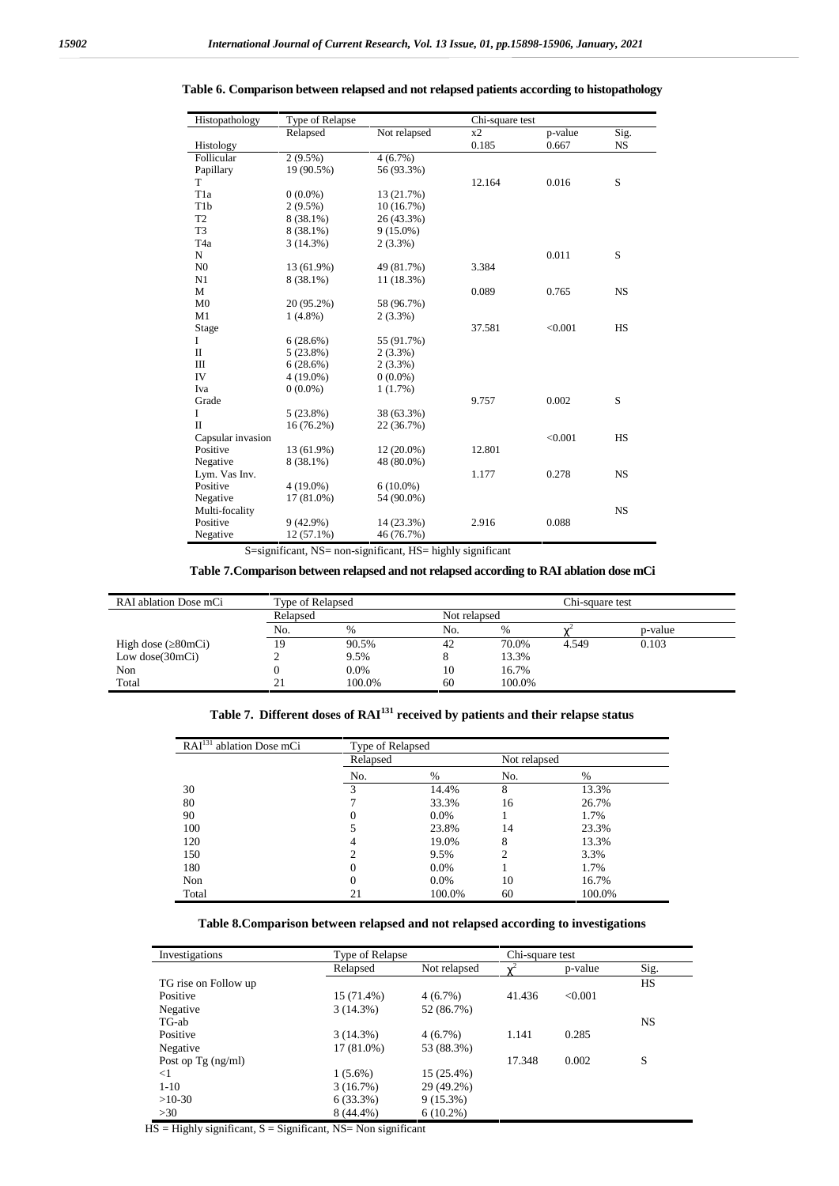**Table 6. Comparison between relapsed and not relapsed patients according to histopathology**

| Histopathology | Type of Relapse | | Chi-square test | | |
|---|---|---|---|---|---|
| | Relapsed | Not relapsed | x2 | p-value | Sig. |
| Histology | | | 0.185 | 0.667 | NS |
| Follicular | 2 (9.5%) | 4 (6.7%) | | | |
| Papillary | 19 (90.5%) | 56 (93.3%) | | | |
| T | | | 12.164 | 0.016 | S |
| T1a | 0 (0.0%) | 13 (21.7%) | | | |
| T1b | 2 (9.5%) | 10 (16.7%) | | | |
| T2 | 8 (38.1%) | 26 (43.3%) | | | |
| T3 | 8 (38.1%) | 9 (15.0%) | | | |
| T4a | 3 (14.3%) | 2 (3.3%) | | | |
| N | | | | 0.011 | S |
| N0 | 13 (61.9%) | 49 (81.7%) | 3.384 | | |
| N1 | 8 (38.1%) | 11 (18.3%) | | | |
| M | | | 0.089 | 0.765 | NS |
| M0 | 20 (95.2%) | 58 (96.7%) | | | |
| M1 | 1 (4.8%) | 2 (3.3%) | | | |
| Stage | | | 37.581 | <0.001 | HS |
| I | 6 (28.6%) | 55 (91.7%) | | | |
| II | 5 (23.8%) | 2 (3.3%) | | | |
| III | 6 (28.6%) | 2 (3.3%) | | | |
| IV | 4 (19.0%) | 0 (0.0%) | | | |
| Iva | 0 (0.0%) | 1 (1.7%) | | | |
| Grade | | | 9.757 | 0.002 | S |
| I | 5 (23.8%) | 38 (63.3%) | | | |
| II | 16 (76.2%) | 22 (36.7%) | | | |
| Capsular invasion | | | | <0.001 | HS |
| Positive | 13 (61.9%) | 12 (20.0%) | 12.801 | | |
| Negative | 8 (38.1%) | 48 (80.0%) | | | |
| Lym. Vas Inv. | | | 1.177 | 0.278 | NS |
| Positive | 4 (19.0%) | 6 (10.0%) | | | |
| Negative | 17 (81.0%) | 54 (90.0%) | | | |
| Multi-focality | | | | | NS |
| Positive | 9 (42.9%) | 14 (23.3%) | 2.916 | 0.088 | |
| Negative | 12 (57.1%) | 46 (76.7%) | | | |

S=significant, NS= non-significant, HS= highly significant

**Table 7.Comparison between relapsed and not relapsed according to RAI ablation dose mCi**

| RAI ablation Dose mCi | Type of Relapsed | | | | Chi-square test | |
|---|---|---|---|---|---|---|
| | Relapsed | | Not relapsed | | | |
| | No. | % | No. | % | $\chi^2$ | p-value |
| High dose (≥80mCi) | 19 | 90.5% | 42 | 70.0% | 4.549 | 0.103 |
| Low dose(30mCi) | 2 | 9.5% | 8 | 13.3% | | |
| Non | 0 | 0.0% | 10 | 16.7% | | |
| Total | 21 | 100.0% | 60 | 100.0% | | |

**Table 7. Different doses of RAI$^{131}$ received by patients and their relapse status**

| RAI$^{131}$ ablation Dose mCi | Type of Relapsed | | | |
|---|---|---|---|---|
| | Relapsed | | Not relapsed | |
| | No. | % | No. | % |
| 30 | 3 | 14.4% | 8 | 13.3% |
| 80 | 7 | 33.3% | 16 | 26.7% |
| 90 | 0 | 0.0% | 1 | 1.7% |
| 100 | 5 | 23.8% | 14 | 23.3% |
| 120 | 4 | 19.0% | 8 | 13.3% |
| 150 | 2 | 9.5% | 2 | 3.3% |
| 180 | 0 | 0.0% | 1 | 1.7% |
| Non | 0 | 0.0% | 10 | 16.7% |
| Total | 21 | 100.0% | 60 | 100.0% |

**Table 8.Comparison between relapsed and not relapsed according to investigations**

| Investigations | Type of Relapse | | Chi-square test | | |
|---|---|---|---|---|---|
| | Relapsed | Not relapsed | $\chi^2$ | p-value | Sig. |
| TG rise on Follow up | | | | | HS |
| Positive | 15 (71.4%) | 4 (6.7%) | 41.436 | <0.001 | |
| Negative | 3 (14.3%) | 52 (86.7%) | | | |
| TG-ab | | | | | NS |
| Positive | 3 (14.3%) | 4 (6.7%) | 1.141 | 0.285 | |
| Negative | 17 (81.0%) | 53 (88.3%) | | | |
| Post op Tg (ng/ml) | | | 17.348 | 0.002 | S |
| <1 | 1 (5.6%) | 15 (25.4%) | | | |
| 1-10 | 3 (16.7%) | 29 (49.2%) | | | |
| >10-30 | 6 (33.3%) | 9 (15.3%) | | | |
| >30 | 8 (44.4%) | 6 (10.2%) | | | |

HS = Highly significant, S = Significant, NS= Non significant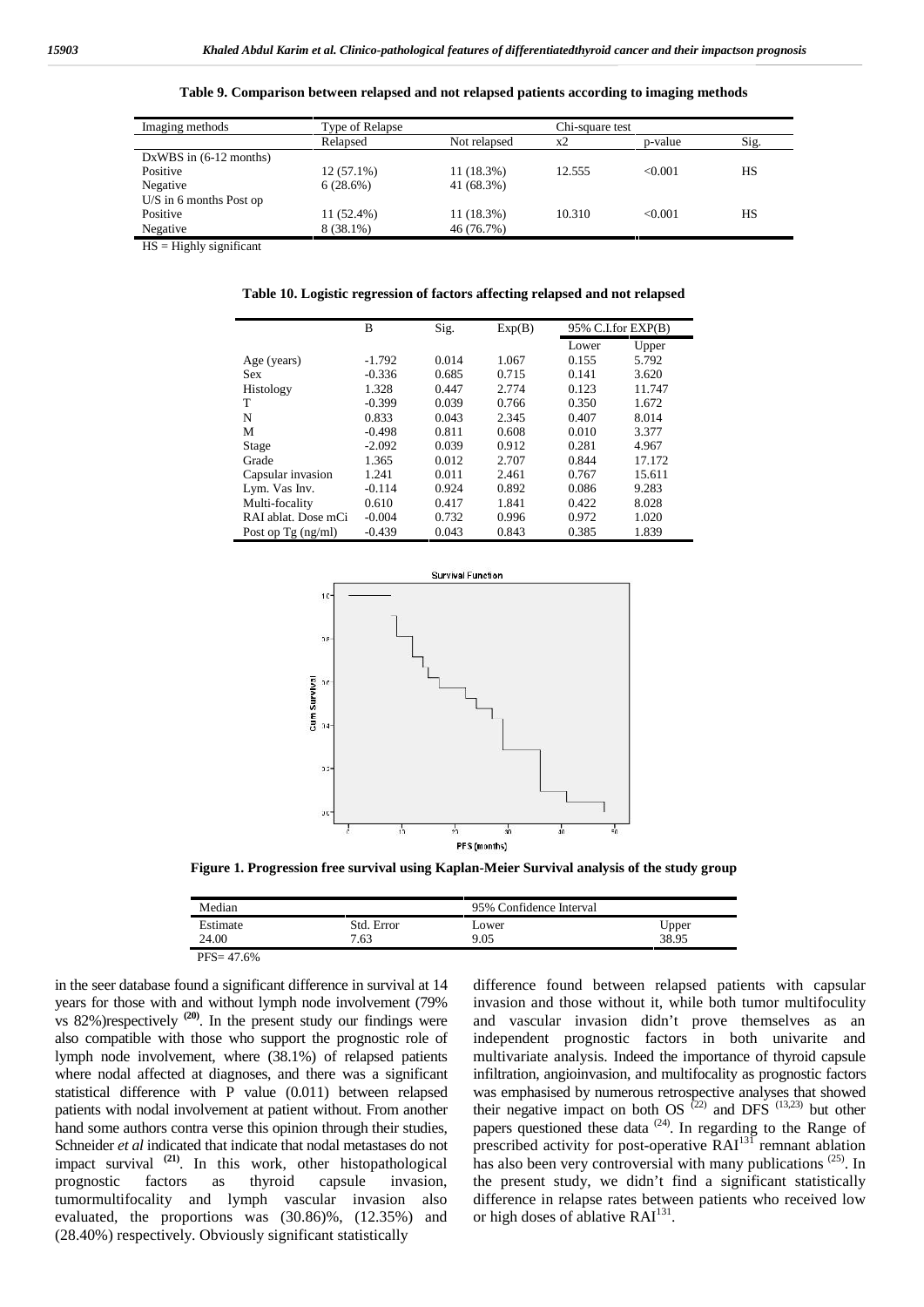**Table 9. Comparison between relapsed and not relapsed patients according to imaging methods**

| Imaging methods | Type of Relapse | | Chi-square test | | |
|---|---|---|---|---|---|
| | Relapsed | Not relapsed | x2 | p-value | Sig. |
| DxWBS in (6-12 months) | | | | | |
| Positive | 12 (57.1%) | 11 (18.3%) | 12.555 | <0.001 | HS |
| Negative | 6 (28.6%) | 41 (68.3%) | | | |
| U/S in 6 months Post op | | | | | |
| Positive | 11 (52.4%) | 11 (18.3%) | 10.310 | <0.001 | HS |
| Negative | 8 (38.1%) | 46 (76.7%) | | | |

HS = Highly significant

**Table 10. Logistic regression of factors affecting relapsed and not relapsed**

| | B | Sig. | Exp(B) | 95% C.I.for EXP(B) | |
|---|---|---|---|---|---|
| | | | | Lower | Upper |
| Age (years) | -1.792 | 0.014 | 1.067 | 0.155 | 5.792 |
| Sex | -0.336 | 0.685 | 0.715 | 0.141 | 3.620 |
| Histology | 1.328 | 0.447 | 2.774 | 0.123 | 11.747 |
| T | -0.399 | 0.039 | 0.766 | 0.350 | 1.672 |
| N | 0.833 | 0.043 | 2.345 | 0.407 | 8.014 |
| M | -0.498 | 0.811 | 0.608 | 0.010 | 3.377 |
| Stage | -2.092 | 0.039 | 0.912 | 0.281 | 4.967 |
| Grade | 1.365 | 0.012 | 2.707 | 0.844 | 17.172 |
| Capsular invasion | 1.241 | 0.011 | 2.461 | 0.767 | 15.611 |
| Lym. Vas Inv. | -0.114 | 0.924 | 0.892 | 0.086 | 9.283 |
| Multi-focality | 0.610 | 0.417 | 1.841 | 0.422 | 8.028 |
| RAI ablat. Dose mCi | -0.004 | 0.732 | 0.996 | 0.972 | 1.020 |
| Post op Tg (ng/ml) | -0.439 | 0.043 | 0.843 | 0.385 | 1.839 |

**Figure 1. Progression free survival using Kaplan-Meier Survival analysis of the study group**

| Median | | 95% Confidence Interval | |
|---|---|---|---|
| Estimate | Std. Error | Lower | Upper |
| 24.00 | 7.63 | 9.05 | 38.95 |

PFS= 47.6%

in the seer database found a significant difference in survival at 14 years for those with and without lymph node involvement (79% vs 82%)respectively [20]. In the present study our findings were also compatible with those who support the prognostic role of lymph node involvement, where (38.1%) of relapsed patients where nodal affected at diagnoses, and there was a significant statistical difference with P value (0.011) between relapsed patients with nodal involvement at patient without. From another hand some authors contra verse this opinion through their studies, Schneider *et al* indicated that indicate that nodal metastases do not impact survival [21]. In this work, other histopathological prognostic factors as thyroid capsule invasion, tumormultifocality and lymph vascular invasion also evaluated, the proportions was (30.86)%, (12.35%) and (28.40%) respectively. Obviously significant statistically difference found between relapsed patients with capsular invasion and those without it, while both tumor multifoculity and vascular invasion didn't prove themselves as an independent prognostic factors in both univarite and multivariate analysis. Indeed the importance of thyroid capsule infiltration, angioinvasion, and multifocality as prognostic factors was emphasised by numerous retrospective analyses that showed their negative impact on both OS [22] and DFS [13,23] but other papers questioned these data [24]. In regarding to the Range of prescribed activity for post-operative $RAI^{131}$ remnant ablation has also been very controversial with many publications [25]. In the present study, we didn't find a significant statistically difference in relapse rates between patients who received low or high doses of ablative $RAI^{131}$.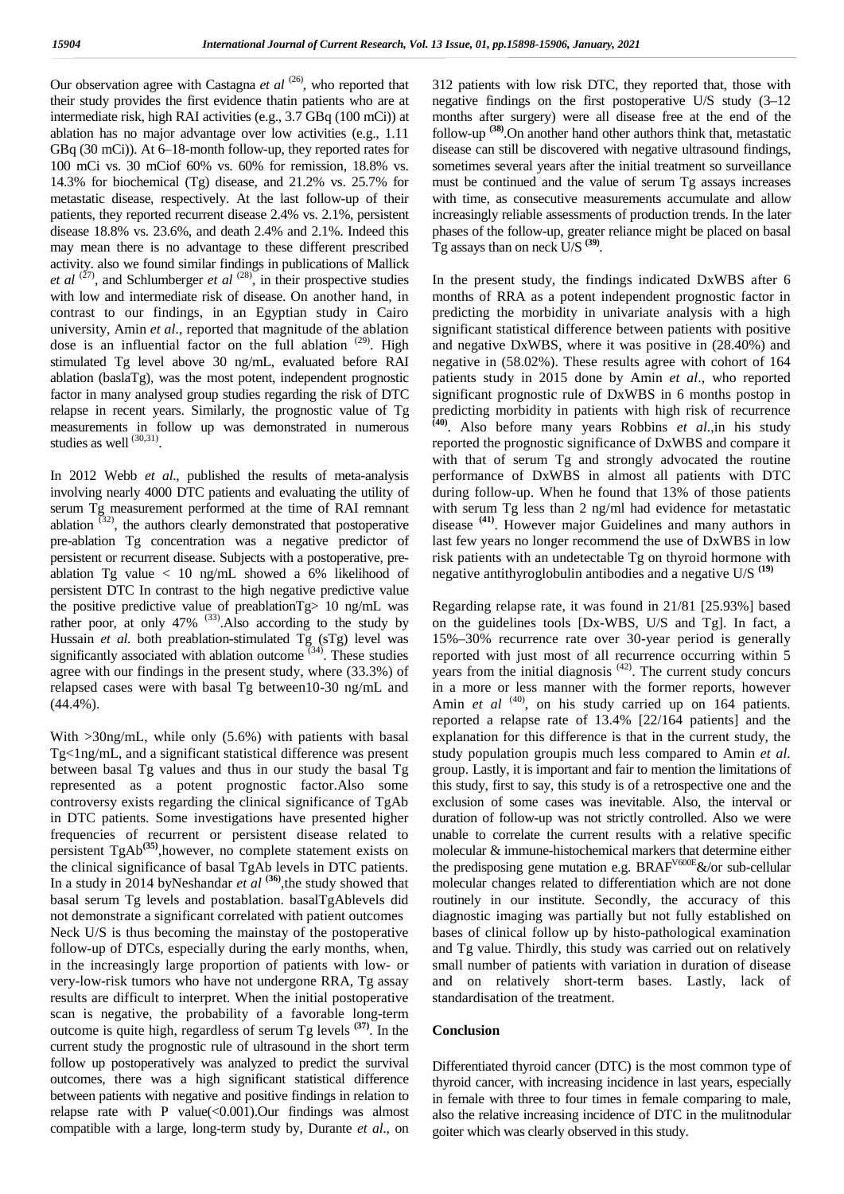Our observation agree with Castagna *et al* [26], who reported that their study provides the first evidence thatin patients who are at intermediate risk, high RAI activities (e.g., 3.7 GBq (100 mCi)) at ablation has no major advantage over low activities (e.g., 1.11 GBq (30 mCi)). At 6–18-month follow-up, they reported rates for 100 mCi vs. 30 mCiof 60% vs. 60% for remission, 18.8% vs. 14.3% for biochemical (Tg) disease, and 21.2% vs. 25.7% for metastatic disease, respectively. At the last follow-up of their patients, they reported recurrent disease 2.4% vs. 2.1%, persistent disease 18.8% vs. 23.6%, and death 2.4% and 2.1%. Indeed this may mean there is no advantage to these different prescribed activity. also we found similar findings in publications of Mallick *et al* [27], and Schlumberger *et al* [28], in their prospective studies with low and intermediate risk of disease. On another hand, in contrast to our findings, in an Egyptian study in Cairo university, Amin *et al*., reported that magnitude of the ablation dose is an influential factor on the full ablation [29]. High stimulated Tg level above 30 ng/mL, evaluated before RAI ablation (baslaTg), was the most potent, independent prognostic factor in many analysed group studies regarding the risk of DTC relapse in recent years. Similarly, the prognostic value of Tg measurements in follow up was demonstrated in numerous studies as well [30,31].

In 2012 Webb *et al*., published the results of meta-analysis involving nearly 4000 DTC patients and evaluating the utility of serum Tg measurement performed at the time of RAI remnant ablation [32], the authors clearly demonstrated that postoperative pre-ablation Tg concentration was a negative predictor of persistent or recurrent disease. Subjects with a postoperative, pre-ablation Tg value < 10 ng/mL showed a 6% likelihood of persistent DTC In contrast to the high negative predictive value the positive predictive value of preablationTg> 10 ng/mL was rather poor, at only 47% [33].Also according to the study by Hussain *et al.* both preablation-stimulated Tg (sTg) level was significantly associated with ablation outcome [34]. These studies agree with our findings in the present study, where (33.3%) of relapsed cases were with basal Tg between10-30 ng/mL and (44.4%).

With >30ng/mL, while only (5.6%) with patients with basal Tg<1ng/mL, and a significant statistical difference was present between basal Tg values and thus in our study the basal Tg represented as a potent prognostic factor.Also some controversy exists regarding the clinical significance of TgAb in DTC patients. Some investigations have presented higher frequencies of recurrent or persistent disease related to persistent TgAb**[35]**,however, no complete statement exists on the clinical significance of basal TgAb levels in DTC patients. In a study in 2014 byNeshandar *et al* **[36]**,the study showed that basal serum Tg levels and postablation. basalTgAblevels did not demonstrate a significant correlated with patient outcomes Neck U/S is thus becoming the mainstay of the postoperative follow-up of DTCs, especially during the early months, when, in the increasingly large proportion of patients with low- or very-low-risk tumors who have not undergone RRA, Tg assay results are difficult to interpret. When the initial postoperative scan is negative, the probability of a favorable long-term outcome is quite high, regardless of serum Tg levels **[37]**. In the current study the prognostic rule of ultrasound in the short term follow up postoperatively was analyzed to predict the survival outcomes, there was a high significant statistical difference between patients with negative and positive findings in relation to relapse rate with P value(<0.001).Our findings was almost compatible with a large, long-term study by, Durante *et al*., on 312 patients with low risk DTC, they reported that, those with negative findings on the first postoperative U/S study (3–12 months after surgery) were all disease free at the end of the follow-up **[38]**.On another hand other authors think that, metastatic disease can still be discovered with negative ultrasound findings, sometimes several years after the initial treatment so surveillance must be continued and the value of serum Tg assays increases with time, as consecutive measurements accumulate and allow increasingly reliable assessments of production trends. In the later phases of the follow-up, greater reliance might be placed on basal Tg assays than on neck U/S **[39]**.

In the present study, the findings indicated DxWBS after 6 months of RRA as a potent independent prognostic factor in predicting the morbidity in univariate analysis with a high significant statistical difference between patients with positive and negative DxWBS, where it was positive in (28.40%) and negative in (58.02%). These results agree with cohort of 164 patients study in 2015 done by Amin *et al*., who reported significant prognostic rule of DxWBS in 6 months postop in predicting morbidity in patients with high risk of recurrence **[40]**. Also before many years Robbins *et al*.,in his study reported the prognostic significance of DxWBS and compare it with that of serum Tg and strongly advocated the routine performance of DxWBS in almost all patients with DTC during follow-up. When he found that 13% of those patients with serum Tg less than 2 ng/ml had evidence for metastatic disease **[41]**. However major Guidelines and many authors in last few years no longer recommend the use of DxWBS in low risk patients with an undetectable Tg on thyroid hormone with negative antithyroglobulin antibodies and a negative U/S **[19]**

Regarding relapse rate, it was found in 21/81 [25.93%] based on the guidelines tools [Dx-WBS, U/S and Tg]. In fact, a 15%–30% recurrence rate over 30-year period is generally reported with just most of all recurrence occurring within 5 years from the initial diagnosis [42]. The current study concurs in a more or less manner with the former reports, however Amin *et al* [40], on his study carried up on 164 patients. reported a relapse rate of 13.4% [22/164 patients] and the explanation for this difference is that in the current study, the study population groupis much less compared to Amin *et al*. group. Lastly, it is important and fair to mention the limitations of this study, first to say, this study is of a retrospective one and the exclusion of some cases was inevitable. Also, the interval or duration of follow-up was not strictly controlled. Also we were unable to correlate the current results with a relative specific molecular & immune-histochemical markers that determine either the predisposing gene mutation e.g. $BRAF^{V600E}$&/or sub-cellular molecular changes related to differentiation which are not done routinely in our institute. Secondly, the accuracy of this diagnostic imaging was partially but not fully established on bases of clinical follow up by histo-pathological examination and Tg value. Thirdly, this study was carried out on relatively small number of patients with variation in duration of disease and on relatively short-term bases. Lastly, lack of standardisation of the treatment.

## Conclusion

Differentiated thyroid cancer (DTC) is the most common type of thyroid cancer, with increasing incidence in last years, especially in female with three to four times in female comparing to male, also the relative increasing incidence of DTC in the mulitnodular goiter which was clearly observed in this study.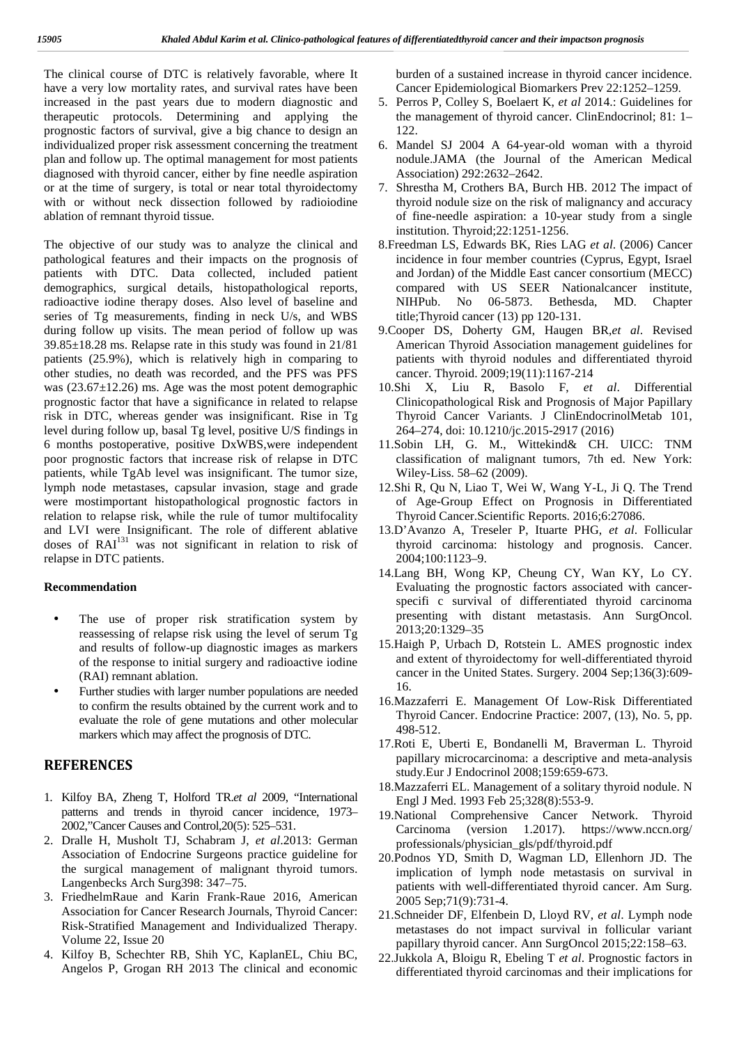The clinical course of DTC is relatively favorable, where It have a very low mortality rates, and survival rates have been increased in the past years due to modern diagnostic and therapeutic protocols. Determining and applying the prognostic factors of survival, give a big chance to design an individualized proper risk assessment concerning the treatment plan and follow up. The optimal management for most patients diagnosed with thyroid cancer, either by fine needle aspiration or at the time of surgery, is total or near total thyroidectomy with or without neck dissection followed by radioiodine ablation of remnant thyroid tissue.

The objective of our study was to analyze the clinical and pathological features and their impacts on the prognosis of patients with DTC. Data collected, included patient demographics, surgical details, histopathological reports, radioactive iodine therapy doses. Also level of baseline and series of Tg measurements, finding in neck U/s, and WBS during follow up visits. The mean period of follow up was 39.85±18.28 ms. Relapse rate in this study was found in 21/81 patients (25.9%), which is relatively high in comparing to other studies, no death was recorded, and the PFS was PFS was (23.67±12.26) ms. Age was the most potent demographic prognostic factor that have a significance in related to relapse risk in DTC, whereas gender was insignificant. Rise in Tg level during follow up, basal Tg level, positive U/S findings in 6 months postoperative, positive DxWBS,were independent poor prognostic factors that increase risk of relapse in DTC patients, while TgAb level was insignificant. The tumor size, lymph node metastases, capsular invasion, stage and grade were mostimportant histopathological prognostic factors in relation to relapse risk, while the rule of tumor multifocality and LVI were Insignificant. The role of different ablative doses of $RAI^{131}$ was not significant in relation to risk of relapse in DTC patients.

**Recommendation**

- The use of proper risk stratification system by reassessing of relapse risk using the level of serum Tg and results of follow-up diagnostic images as markers of the response to initial surgery and radioactive iodine (RAI) remnant ablation.
- Further studies with larger number populations are needed to confirm the results obtained by the current work and to evaluate the role of gene mutations and other molecular markers which may affect the prognosis of DTC.

## REFERENCES

1. Kilfoy BA, Zheng T, Holford TR.*et al* 2009, "International patterns and trends in thyroid cancer incidence, 1973–2002,"Cancer Causes and Control,20(5): 525–531.
2. Dralle H, Musholt TJ, Schabram J, *et al*.2013: German Association of Endocrine Surgeons practice guideline for the surgical management of malignant thyroid tumors. Langenbecks Arch Surg398: 347–75.
3. FriedhelmRaue and Karin Frank-Raue 2016, American Association for Cancer Research Journals, Thyroid Cancer: Risk-Stratified Management and Individualized Therapy. Volume 22, Issue 20
4. Kilfoy B, Schechter RB, Shih YC, KaplanEL, Chiu BC, Angelos P, Grogan RH 2013 The clinical and economic burden of a sustained increase in thyroid cancer incidence. Cancer Epidemiological Biomarkers Prev 22:1252–1259.
5. Perros P, Colley S, Boelaert K, *et al* 2014.: Guidelines for the management of thyroid cancer. ClinEndocrinol; 81: 1–122.
6. Mandel SJ 2004 A 64-year-old woman with a thyroid nodule.JAMA (the Journal of the American Medical Association) 292:2632–2642.
7. Shrestha M, Crothers BA, Burch HB. 2012 The impact of thyroid nodule size on the risk of malignancy and accuracy of fine-needle aspiration: a 10-year study from a single institution. Thyroid;22:1251-1256.
8. Freedman LS, Edwards BK, Ries LAG *et al*. (2006) Cancer incidence in four member countries (Cyprus, Egypt, Israel and Jordan) of the Middle East cancer consortium (MECC) compared with US SEER Nationalcancer institute, NIHPub. No 06-5873. Bethesda, MD. Chapter title;Thyroid cancer (13) pp 120-131.
9. Cooper DS, Doherty GM, Haugen BR,*et al*. Revised American Thyroid Association management guidelines for patients with thyroid nodules and differentiated thyroid cancer. Thyroid. 2009;19(11):1167-214
10. Shi X, Liu R, Basolo F, *et al*. Differential Clinicopathological Risk and Prognosis of Major Papillary Thyroid Cancer Variants. J ClinEndocrinolMetab 101, 264–274, doi: 10.1210/jc.2015-2917 (2016)
11. Sobin LH, G. M., Wittekind& CH. UICC: TNM classification of malignant tumors, 7th ed. New York: Wiley-Liss. 58–62 (2009).
12. Shi R, Qu N, Liao T, Wei W, Wang Y-L, Ji Q. The Trend of Age-Group Effect on Prognosis in Differentiated Thyroid Cancer.Scientific Reports. 2016;6:27086.
13. D'Avanzo A, Treseler P, Ituarte PHG, *et al*. Follicular thyroid carcinoma: histology and prognosis. Cancer. 2004;100:1123–9.
14. Lang BH, Wong KP, Cheung CY, Wan KY, Lo CY. Evaluating the prognostic factors associated with cancer-specifi c survival of differentiated thyroid carcinoma presenting with distant metastasis. Ann SurgOncol. 2013;20:1329–35
15. Haigh P, Urbach D, Rotstein L. AMES prognostic index and extent of thyroidectomy for well-differentiated thyroid cancer in the United States. Surgery. 2004 Sep;136(3):609-16.
16. Mazzaferri E. Management Of Low-Risk Differentiated Thyroid Cancer. Endocrine Practice: 2007, (13), No. 5, pp. 498-512.
17. Roti E, Uberti E, Bondanelli M, Braverman L. Thyroid papillary microcarcinoma: a descriptive and meta-analysis study.Eur J Endocrinol 2008;159:659-673.
18. Mazzaferri EL. Management of a solitary thyroid nodule. N Engl J Med. 1993 Feb 25;328(8):553-9.
19. National Comprehensive Cancer Network. Thyroid Carcinoma (version 1.2017). https://www.nccn.org/professionals/physician_gls/pdf/thyroid.pdf
20. Podnos YD, Smith D, Wagman LD, Ellenhorn JD. The implication of lymph node metastasis on survival in patients with well-differentiated thyroid cancer. Am Surg. 2005 Sep;71(9):731-4.
21. Schneider DF, Elfenbein D, Lloyd RV, *et al*. Lymph node metastases do not impact survival in follicular variant papillary thyroid cancer. Ann SurgOncol 2015;22:158–63.
22. Jukkola A, Bloigu R, Ebeling T *et al*. Prognostic factors in differentiated thyroid carcinomas and their implications for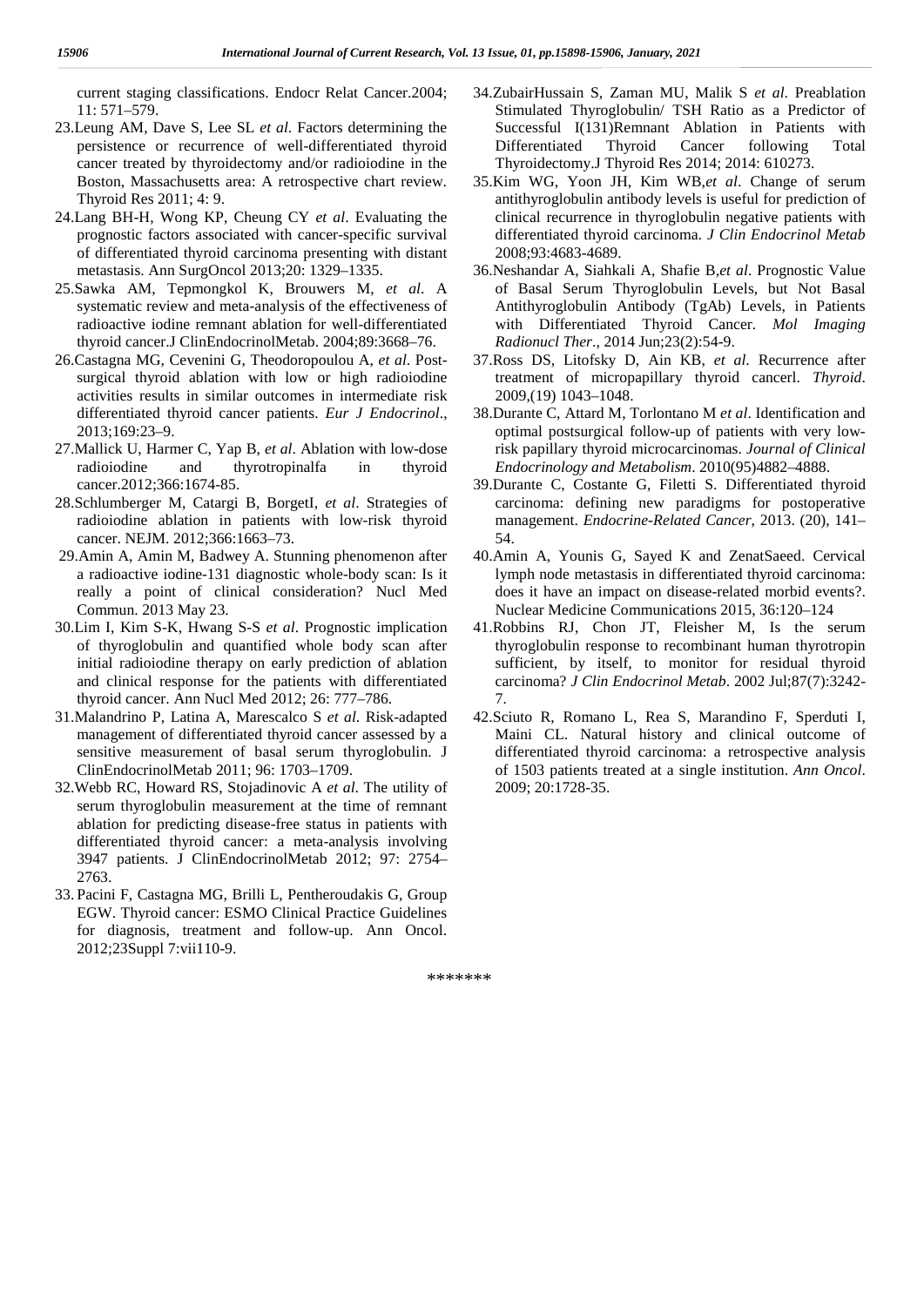current staging classifications. Endocr Relat Cancer.2004; 11: 571–579.

23. Leung AM, Dave S, Lee SL *et al*. Factors determining the persistence or recurrence of well-differentiated thyroid cancer treated by thyroidectomy and/or radioiodine in the Boston, Massachusetts area: A retrospective chart review. Thyroid Res 2011; 4: 9.
24. Lang BH-H, Wong KP, Cheung CY *et al*. Evaluating the prognostic factors associated with cancer-specific survival of differentiated thyroid carcinoma presenting with distant metastasis. Ann SurgOncol 2013;20: 1329–1335.
25. Sawka AM, Tepmongkol K, Brouwers M, *et al*. A systematic review and meta-analysis of the effectiveness of radioactive iodine remnant ablation for well-differentiated thyroid cancer.J ClinEndocrinolMetab. 2004;89:3668–76.
26. Castagna MG, Cevenini G, Theodoropoulou A, *et al*. Post-surgical thyroid ablation with low or high radioiodine activities results in similar outcomes in intermediate risk differentiated thyroid cancer patients. *Eur J Endocrinol*., 2013;169:23–9.
27. Mallick U, Harmer C, Yap B, *et al*. Ablation with low-dose radioiodine and thyrotropinalfa in thyroid cancer.2012;366:1674-85.
28. Schlumberger M, Catargi B, BorgetI, *et al*. Strategies of radioiodine ablation in patients with low-risk thyroid cancer. NEJM. 2012;366:1663–73.
29. Amin A, Amin M, Badwey A. Stunning phenomenon after a radioactive iodine-131 diagnostic whole-body scan: Is it really a point of clinical consideration? Nucl Med Commun. 2013 May 23.
30. Lim I, Kim S-K, Hwang S-S *et al*. Prognostic implication of thyroglobulin and quantified whole body scan after initial radioiodine therapy on early prediction of ablation and clinical response for the patients with differentiated thyroid cancer. Ann Nucl Med 2012; 26: 777–786.
31. Malandrino P, Latina A, Marescalco S *et al*. Risk-adapted management of differentiated thyroid cancer assessed by a sensitive measurement of basal serum thyroglobulin. J ClinEndocrinolMetab 2011; 96: 1703–1709.
32. Webb RC, Howard RS, Stojadinovic A *et al*. The utility of serum thyroglobulin measurement at the time of remnant ablation for predicting disease-free status in patients with differentiated thyroid cancer: a meta-analysis involving 3947 patients. J ClinEndocrinolMetab 2012; 97: 2754–2763.
33. Pacini F, Castagna MG, Brilli L, Pentheroudakis G, Group EGW. Thyroid cancer: ESMO Clinical Practice Guidelines for diagnosis, treatment and follow-up. Ann Oncol. 2012;23Suppl 7:vii110-9.
34. ZubairHussain S, Zaman MU, Malik S *et al*. Preablation Stimulated Thyroglobulin/ TSH Ratio as a Predictor of Successful I(131)Remnant Ablation in Patients with Differentiated Thyroid Cancer following Total Thyroidectomy.J Thyroid Res 2014; 2014: 610273.
35. Kim WG, Yoon JH, Kim WB,*et al*. Change of serum antithyroglobulin antibody levels is useful for prediction of clinical recurrence in thyroglobulin negative patients with differentiated thyroid carcinoma. *J Clin Endocrinol Metab* 2008;93:4683-4689.
36. Neshandar A, Siahkali A, Shafie B,*et al*. Prognostic Value of Basal Serum Thyroglobulin Levels, but Not Basal Antithyroglobulin Antibody (TgAb) Levels, in Patients with Differentiated Thyroid Cancer. *Mol Imaging Radionucl Ther*., 2014 Jun;23(2):54-9.
37. Ross DS, Litofsky D, Ain KB, *et al*. Recurrence after treatment of micropapillary thyroid cancerl. *Thyroid*. 2009,(19) 1043–1048.
38. Durante C, Attard M, Torlontano M *et al*. Identification and optimal postsurgical follow-up of patients with very low-risk papillary thyroid microcarcinomas. *Journal of Clinical Endocrinology and Metabolism*. 2010(95)4882–4888.
39. Durante C, Costante G, Filetti S. Differentiated thyroid carcinoma: defining new paradigms for postoperative management. *Endocrine-Related Cancer*, 2013. (20), 141–54.
40. Amin A, Younis G, Sayed K and ZenatSaeed. Cervical lymph node metastasis in differentiated thyroid carcinoma: does it have an impact on disease-related morbid events?. Nuclear Medicine Communications 2015, 36:120–124
41. Robbins RJ, Chon JT, Fleisher M, Is the serum thyroglobulin response to recombinant human thyrotropin sufficient, by itself, to monitor for residual thyroid carcinoma? *J Clin Endocrinol Metab*. 2002 Jul;87(7):3242-7.
42. Sciuto R, Romano L, Rea S, Marandino F, Sperduti I, Maini CL. Natural history and clinical outcome of differentiated thyroid carcinoma: a retrospective analysis of 1503 patients treated at a single institution. *Ann Oncol*. 2009; 20:1728-35.

*******